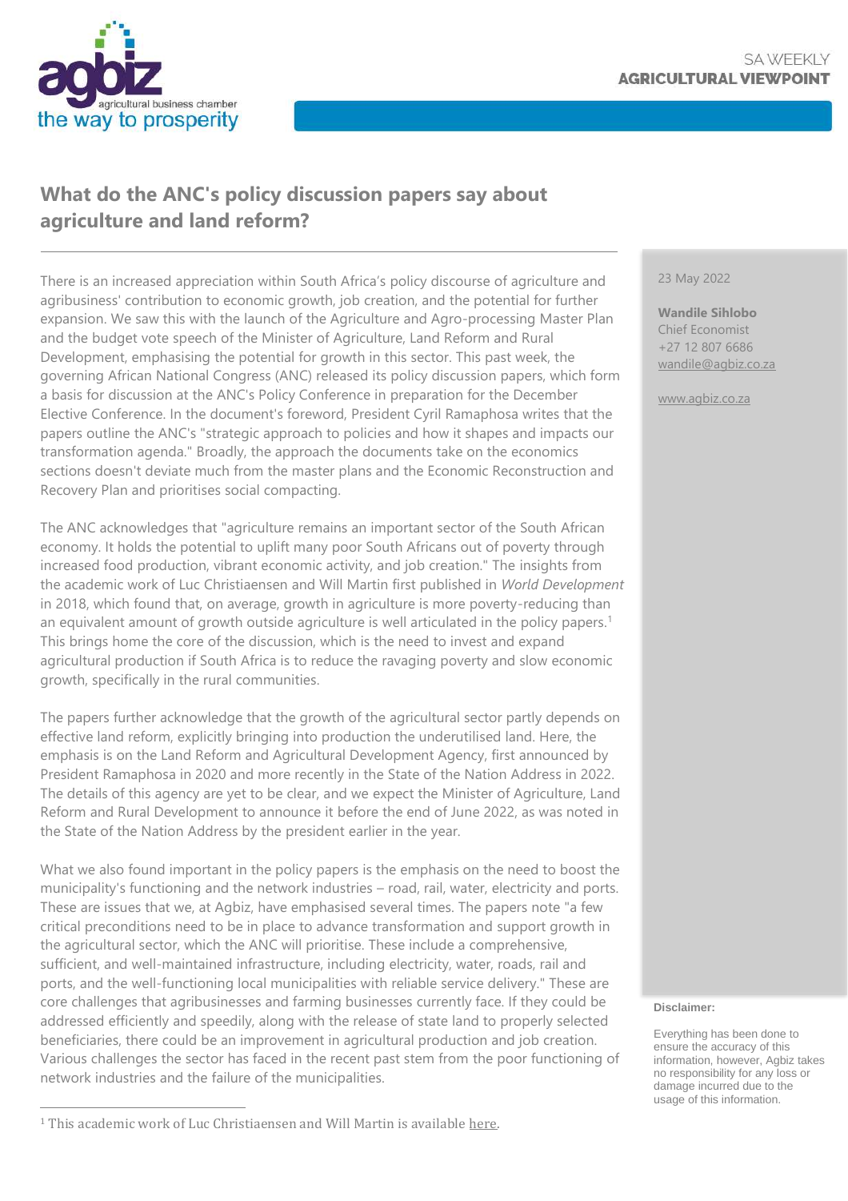SA WEEKLY
**AGRICULTURAL VIEWPOINT**

# What do the ANC's policy discussion papers say about agriculture and land reform?

23 May 2022

**Wandile Sihlobo**
Chief Economist
+27 12 807 6686
wandile@agbiz.co.za

www.agbiz.co.za

There is an increased appreciation within South Africa's policy discourse of agriculture and agribusiness' contribution to economic growth, job creation, and the potential for further expansion. We saw this with the launch of the Agriculture and Agro-processing Master Plan and the budget vote speech of the Minister of Agriculture, Land Reform and Rural Development, emphasising the potential for growth in this sector. This past week, the governing African National Congress (ANC) released its policy discussion papers, which form a basis for discussion at the ANC's Policy Conference in preparation for the December Elective Conference. In the document's foreword, President Cyril Ramaphosa writes that the papers outline the ANC's "strategic approach to policies and how it shapes and impacts our transformation agenda." Broadly, the approach the documents take on the economics sections doesn't deviate much from the master plans and the Economic Reconstruction and Recovery Plan and prioritises social compacting.

The ANC acknowledges that "agriculture remains an important sector of the South African economy. It holds the potential to uplift many poor South Africans out of poverty through increased food production, vibrant economic activity, and job creation." The insights from the academic work of Luc Christiaensen and Will Martin first published in *World Development* in 2018, which found that, on average, growth in agriculture is more poverty-reducing than an equivalent amount of growth outside agriculture is well articulated in the policy papers.[1] This brings home the core of the discussion, which is the need to invest and expand agricultural production if South Africa is to reduce the ravaging poverty and slow economic growth, specifically in the rural communities.

The papers further acknowledge that the growth of the agricultural sector partly depends on effective land reform, explicitly bringing into production the underutilised land. Here, the emphasis is on the Land Reform and Agricultural Development Agency, first announced by President Ramaphosa in 2020 and more recently in the State of the Nation Address in 2022. The details of this agency are yet to be clear, and we expect the Minister of Agriculture, Land Reform and Rural Development to announce it before the end of June 2022, as was noted in the State of the Nation Address by the president earlier in the year.

What we also found important in the policy papers is the emphasis on the need to boost the municipality's functioning and the network industries – road, rail, water, electricity and ports. These are issues that we, at Agbiz, have emphasised several times. The papers note "a few critical preconditions need to be in place to advance transformation and support growth in the agricultural sector, which the ANC will prioritise. These include a comprehensive, sufficient, and well-maintained infrastructure, including electricity, water, roads, rail and ports, and the well-functioning local municipalities with reliable service delivery." These are core challenges that agribusinesses and farming businesses currently face. If they could be addressed efficiently and speedily, along with the release of state land to properly selected beneficiaries, there could be an improvement in agricultural production and job creation. Various challenges the sector has faced in the recent past stem from the poor functioning of network industries and the failure of the municipalities.

[1] This academic work of Luc Christiaensen and Will Martin is available here.

**Disclaimer:**

Everything has been done to ensure the accuracy of this information, however, Agbiz takes no responsibility for any loss or damage incurred due to the usage of this information.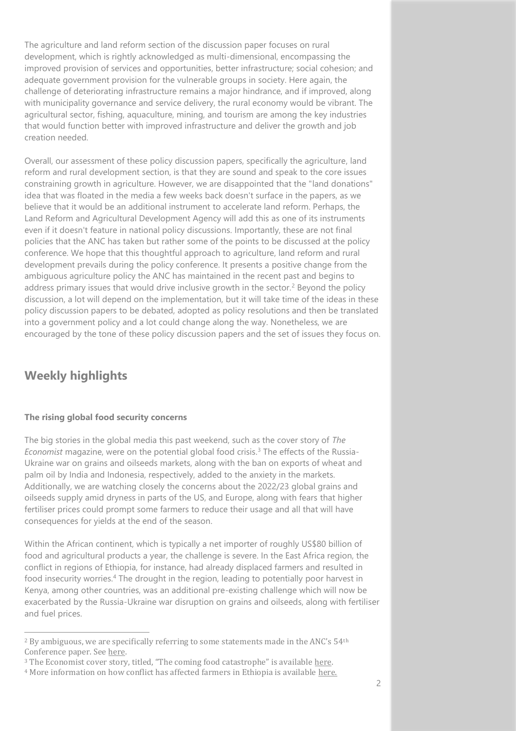The agriculture and land reform section of the discussion paper focuses on rural development, which is rightly acknowledged as multi-dimensional, encompassing the improved provision of services and opportunities, better infrastructure; social cohesion; and adequate government provision for the vulnerable groups in society. Here again, the challenge of deteriorating infrastructure remains a major hindrance, and if improved, along with municipality governance and service delivery, the rural economy would be vibrant. The agricultural sector, fishing, aquaculture, mining, and tourism are among the key industries that would function better with improved infrastructure and deliver the growth and job creation needed.

Overall, our assessment of these policy discussion papers, specifically the agriculture, land reform and rural development section, is that they are sound and speak to the core issues constraining growth in agriculture. However, we are disappointed that the "land donations" idea that was floated in the media a few weeks back doesn't surface in the papers, as we believe that it would be an additional instrument to accelerate land reform. Perhaps, the Land Reform and Agricultural Development Agency will add this as one of its instruments even if it doesn't feature in national policy discussions. Importantly, these are not final policies that the ANC has taken but rather some of the points to be discussed at the policy conference. We hope that this thoughtful approach to agriculture, land reform and rural development prevails during the policy conference. It presents a positive change from the ambiguous agriculture policy the ANC has maintained in the recent past and begins to address primary issues that would drive inclusive growth in the sector.[2] Beyond the policy discussion, a lot will depend on the implementation, but it will take time of the ideas in these policy discussion papers to be debated, adopted as policy resolutions and then be translated into a government policy and a lot could change along the way. Nonetheless, we are encouraged by the tone of these policy discussion papers and the set of issues they focus on.

## Weekly highlights

**The rising global food security concerns**

The big stories in the global media this past weekend, such as the cover story of *The Economist* magazine, were on the potential global food crisis.[3] The effects of the Russia-Ukraine war on grains and oilseeds markets, along with the ban on exports of wheat and palm oil by India and Indonesia, respectively, added to the anxiety in the markets. Additionally, we are watching closely the concerns about the 2022/23 global grains and oilseeds supply amid dryness in parts of the US, and Europe, along with fears that higher fertiliser prices could prompt some farmers to reduce their usage and all that will have consequences for yields at the end of the season.

Within the African continent, which is typically a net importer of roughly US$80 billion of food and agricultural products a year, the challenge is severe. In the East Africa region, the conflict in regions of Ethiopia, for instance, had already displaced farmers and resulted in food insecurity worries.[4] The drought in the region, leading to potentially poor harvest in Kenya, among other countries, was an additional pre-existing challenge which will now be exacerbated by the Russia-Ukraine war disruption on grains and oilseeds, along with fertiliser and fuel prices.

---

[2] By ambiguous, we are specifically referring to some statements made in the ANC's 54th Conference paper. See here.

[3] The Economist cover story, titled, "The coming food catastrophe" is available here.

[4] More information on how conflict has affected farmers in Ethiopia is available here.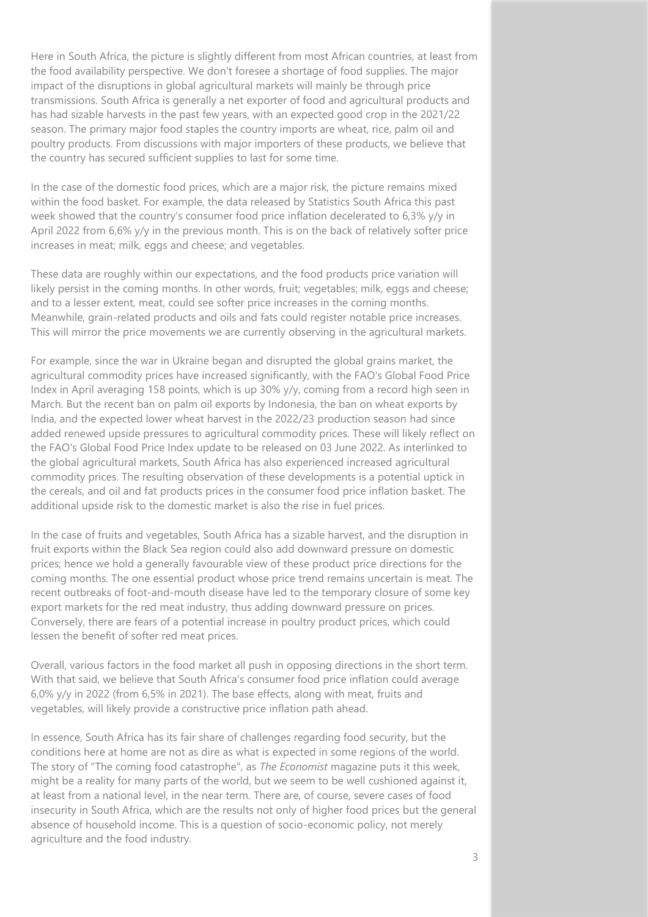Here in South Africa, the picture is slightly different from most African countries, at least from the food availability perspective. We don't foresee a shortage of food supplies. The major impact of the disruptions in global agricultural markets will mainly be through price transmissions. South Africa is generally a net exporter of food and agricultural products and has had sizable harvests in the past few years, with an expected good crop in the 2021/22 season. The primary major food staples the country imports are wheat, rice, palm oil and poultry products. From discussions with major importers of these products, we believe that the country has secured sufficient supplies to last for some time.

In the case of the domestic food prices, which are a major risk, the picture remains mixed within the food basket. For example, the data released by Statistics South Africa this past week showed that the country's consumer food price inflation decelerated to 6,3% y/y in April 2022 from 6,6% y/y in the previous month. This is on the back of relatively softer price increases in meat; milk, eggs and cheese; and vegetables.

These data are roughly within our expectations, and the food products price variation will likely persist in the coming months. In other words, fruit; vegetables; milk, eggs and cheese; and to a lesser extent, meat, could see softer price increases in the coming months. Meanwhile, grain-related products and oils and fats could register notable price increases. This will mirror the price movements we are currently observing in the agricultural markets.

For example, since the war in Ukraine began and disrupted the global grains market, the agricultural commodity prices have increased significantly, with the FAO's Global Food Price Index in April averaging 158 points, which is up 30% y/y, coming from a record high seen in March. But the recent ban on palm oil exports by Indonesia, the ban on wheat exports by India, and the expected lower wheat harvest in the 2022/23 production season had since added renewed upside pressures to agricultural commodity prices. These will likely reflect on the FAO's Global Food Price Index update to be released on 03 June 2022. As interlinked to the global agricultural markets, South Africa has also experienced increased agricultural commodity prices. The resulting observation of these developments is a potential uptick in the cereals, and oil and fat products prices in the consumer food price inflation basket. The additional upside risk to the domestic market is also the rise in fuel prices.

In the case of fruits and vegetables, South Africa has a sizable harvest, and the disruption in fruit exports within the Black Sea region could also add downward pressure on domestic prices; hence we hold a generally favourable view of these product price directions for the coming months. The one essential product whose price trend remains uncertain is meat. The recent outbreaks of foot-and-mouth disease have led to the temporary closure of some key export markets for the red meat industry, thus adding downward pressure on prices. Conversely, there are fears of a potential increase in poultry product prices, which could lessen the benefit of softer red meat prices.

Overall, various factors in the food market all push in opposing directions in the short term. With that said, we believe that South Africa's consumer food price inflation could average 6,0% y/y in 2022 (from 6,5% in 2021). The base effects, along with meat, fruits and vegetables, will likely provide a constructive price inflation path ahead.

In essence, South Africa has its fair share of challenges regarding food security, but the conditions here at home are not as dire as what is expected in some regions of the world. The story of "The coming food catastrophe", as *The Economist* magazine puts it this week, might be a reality for many parts of the world, but we seem to be well cushioned against it, at least from a national level, in the near term. There are, of course, severe cases of food insecurity in South Africa, which are the results not only of higher food prices but the general absence of household income. This is a question of socio-economic policy, not merely agriculture and the food industry.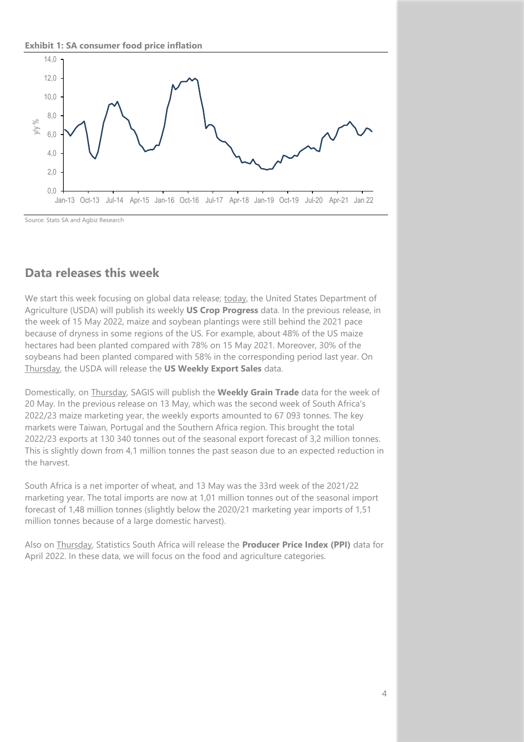**Exhibit 1: SA consumer food price inflation**

Source: Stats SA and Agbiz Research

## Data releases this week

We start this week focusing on global data release; today, the United States Department of Agriculture (USDA) will publish its weekly **US Crop Progress** data. In the previous release, in the week of 15 May 2022, maize and soybean plantings were still behind the 2021 pace because of dryness in some regions of the US. For example, about 48% of the US maize hectares had been planted compared with 78% on 15 May 2021. Moreover, 30% of the soybeans had been planted compared with 58% in the corresponding period last year. On Thursday, the USDA will release the **US Weekly Export Sales** data.

Domestically, on Thursday, SAGIS will publish the **Weekly Grain Trade** data for the week of 20 May. In the previous release on 13 May, which was the second week of South Africa's 2022/23 maize marketing year, the weekly exports amounted to 67 093 tonnes. The key markets were Taiwan, Portugal and the Southern Africa region. This brought the total 2022/23 exports at 130 340 tonnes out of the seasonal export forecast of 3,2 million tonnes. This is slightly down from 4,1 million tonnes the past season due to an expected reduction in the harvest.

South Africa is a net importer of wheat, and 13 May was the 33rd week of the 2021/22 marketing year. The total imports are now at 1,01 million tonnes out of the seasonal import forecast of 1,48 million tonnes (slightly below the 2020/21 marketing year imports of 1,51 million tonnes because of a large domestic harvest).

Also on Thursday, Statistics South Africa will release the **Producer Price Index (PPI)** data for April 2022. In these data, we will focus on the food and agriculture categories.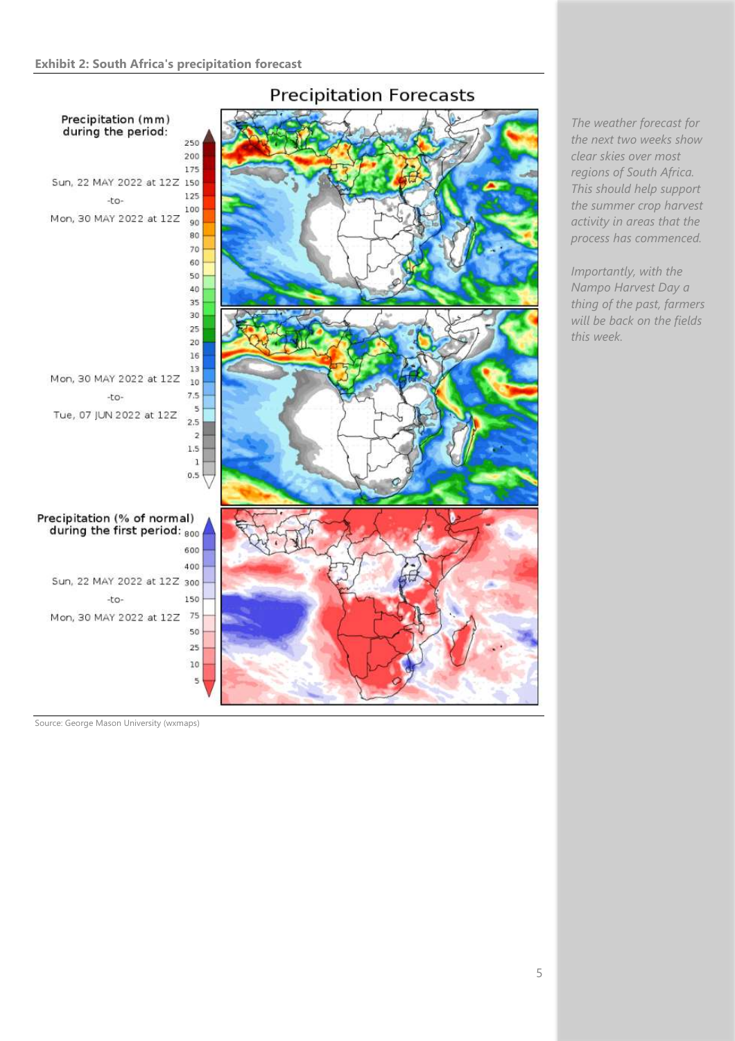**Exhibit 2: South Africa's precipitation forecast**

Precipitation Forecasts

Precipitation (mm) during the period:

Sun, 22 MAY 2022 at 12Z -to- Mon, 30 MAY 2022 at 12Z

Mon, 30 MAY 2022 at 12Z -to- Tue, 07 JUN 2022 at 12Z

250 200 175 150 125 100 90 80 70 60 50 40 35 30 25 20 16 13 10 7.5 5 2.5 2 1.5 1 0.5

Precipitation (% of normal) during the first period:

Sun, 22 MAY 2022 at 12Z -to- Mon, 30 MAY 2022 at 12Z

800 600 400 300 150 75 50 25 10 5

Source: George Mason University (wxmaps)

*The weather forecast for the next two weeks show clear skies over most regions of South Africa. This should help support the summer crop harvest activity in areas that the process has commenced.*

*Importantly, with the Nampo Harvest Day a thing of the past, farmers will be back on the fields this week.*